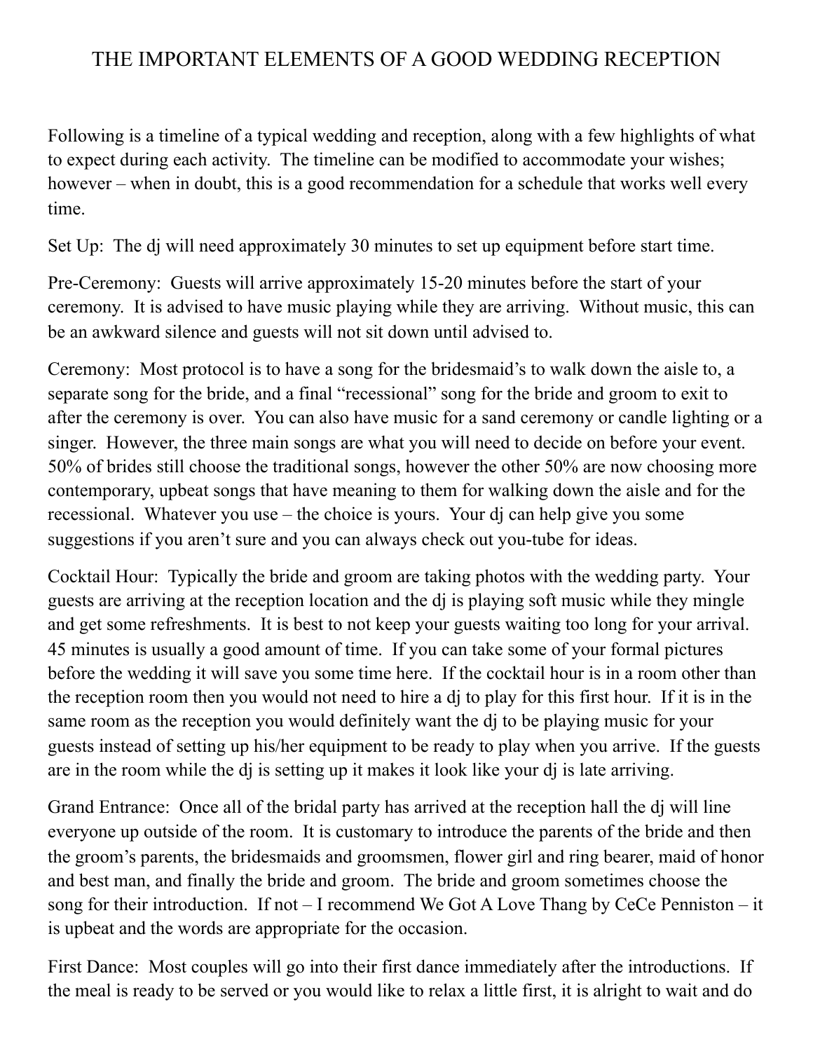# THE IMPORTANT ELEMENTS OF A GOOD WEDDING RECEPTION

Following is a timeline of a typical wedding and reception, along with a few highlights of what to expect during each activity. The timeline can be modified to accommodate your wishes; however – when in doubt, this is a good recommendation for a schedule that works well every time.

Set Up: The dj will need approximately 30 minutes to set up equipment before start time.

Pre-Ceremony: Guests will arrive approximately 15-20 minutes before the start of your ceremony. It is advised to have music playing while they are arriving. Without music, this can be an awkward silence and guests will not sit down until advised to.

Ceremony: Most protocol is to have a song for the bridesmaid's to walk down the aisle to, a separate song for the bride, and a final "recessional" song for the bride and groom to exit to after the ceremony is over. You can also have music for a sand ceremony or candle lighting or a singer. However, the three main songs are what you will need to decide on before your event. 50% of brides still choose the traditional songs, however the other 50% are now choosing more contemporary, upbeat songs that have meaning to them for walking down the aisle and for the recessional. Whatever you use – the choice is yours. Your dj can help give you some suggestions if you aren't sure and you can always check out you-tube for ideas.

Cocktail Hour: Typically the bride and groom are taking photos with the wedding party. Your guests are arriving at the reception location and the dj is playing soft music while they mingle and get some refreshments. It is best to not keep your guests waiting too long for your arrival. 45 minutes is usually a good amount of time. If you can take some of your formal pictures before the wedding it will save you some time here. If the cocktail hour is in a room other than the reception room then you would not need to hire a dj to play for this first hour. If it is in the same room as the reception you would definitely want the dj to be playing music for your guests instead of setting up his/her equipment to be ready to play when you arrive. If the guests are in the room while the dj is setting up it makes it look like your dj is late arriving.

Grand Entrance: Once all of the bridal party has arrived at the reception hall the dj will line everyone up outside of the room. It is customary to introduce the parents of the bride and then the groom's parents, the bridesmaids and groomsmen, flower girl and ring bearer, maid of honor and best man, and finally the bride and groom. The bride and groom sometimes choose the song for their introduction. If not – I recommend We Got A Love Thang by CeCe Penniston – it is upbeat and the words are appropriate for the occasion.

First Dance: Most couples will go into their first dance immediately after the introductions. If the meal is ready to be served or you would like to relax a little first, it is alright to wait and do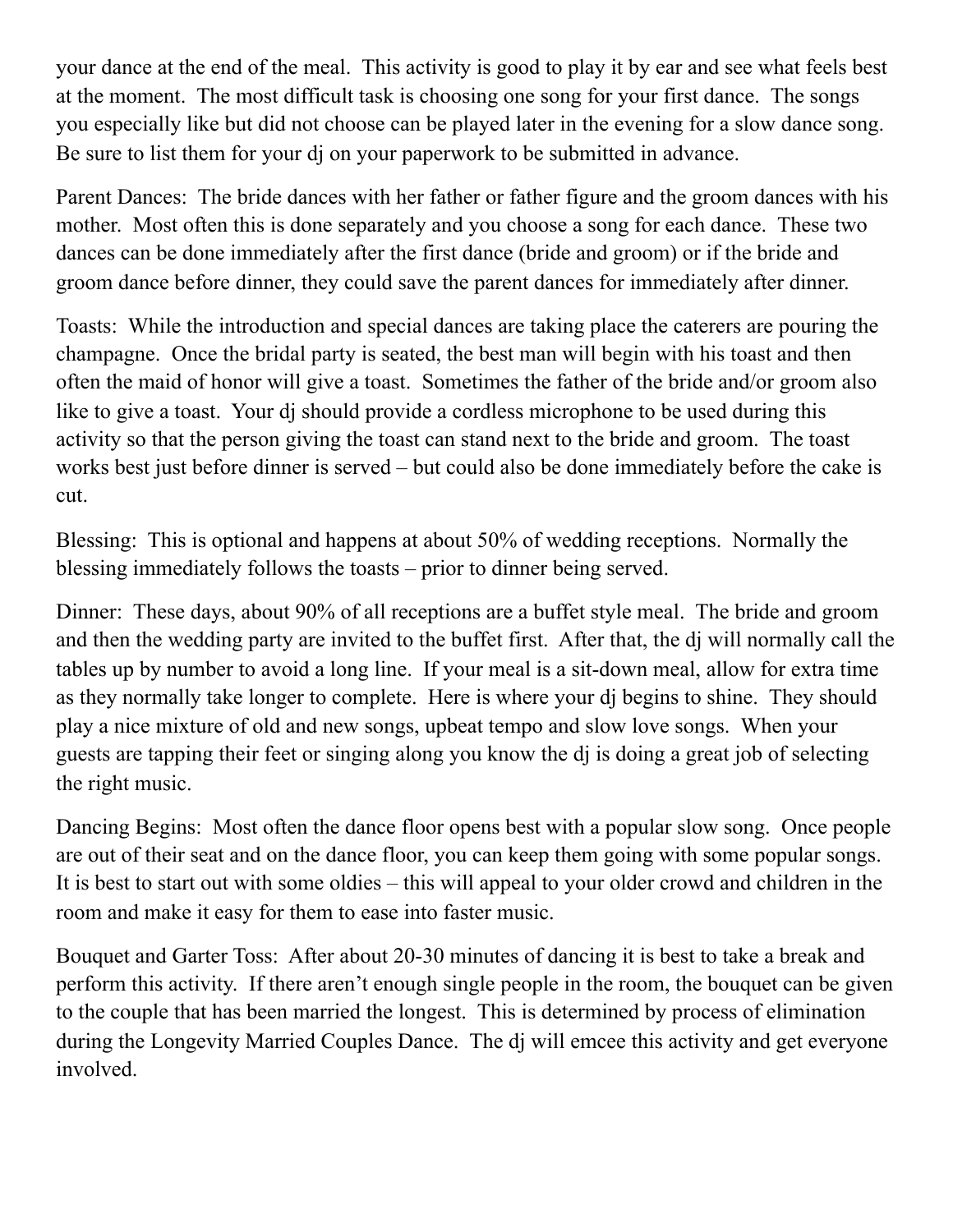your dance at the end of the meal. This activity is good to play it by ear and see what feels best at the moment. The most difficult task is choosing one song for your first dance. The songs you especially like but did not choose can be played later in the evening for a slow dance song. Be sure to list them for your dj on your paperwork to be submitted in advance.

Parent Dances: The bride dances with her father or father figure and the groom dances with his mother. Most often this is done separately and you choose a song for each dance. These two dances can be done immediately after the first dance (bride and groom) or if the bride and groom dance before dinner, they could save the parent dances for immediately after dinner.

Toasts: While the introduction and special dances are taking place the caterers are pouring the champagne. Once the bridal party is seated, the best man will begin with his toast and then often the maid of honor will give a toast. Sometimes the father of the bride and/or groom also like to give a toast. Your dj should provide a cordless microphone to be used during this activity so that the person giving the toast can stand next to the bride and groom. The toast works best just before dinner is served – but could also be done immediately before the cake is cut.

Blessing: This is optional and happens at about 50% of wedding receptions. Normally the blessing immediately follows the toasts – prior to dinner being served.

Dinner: These days, about 90% of all receptions are a buffet style meal. The bride and groom and then the wedding party are invited to the buffet first. After that, the dj will normally call the tables up by number to avoid a long line. If your meal is a sit-down meal, allow for extra time as they normally take longer to complete. Here is where your dj begins to shine. They should play a nice mixture of old and new songs, upbeat tempo and slow love songs. When your guests are tapping their feet or singing along you know the dj is doing a great job of selecting the right music.

Dancing Begins: Most often the dance floor opens best with a popular slow song. Once people are out of their seat and on the dance floor, you can keep them going with some popular songs. It is best to start out with some oldies – this will appeal to your older crowd and children in the room and make it easy for them to ease into faster music.

Bouquet and Garter Toss: After about 20-30 minutes of dancing it is best to take a break and perform this activity. If there aren't enough single people in the room, the bouquet can be given to the couple that has been married the longest. This is determined by process of elimination during the Longevity Married Couples Dance. The dj will emcee this activity and get everyone involved.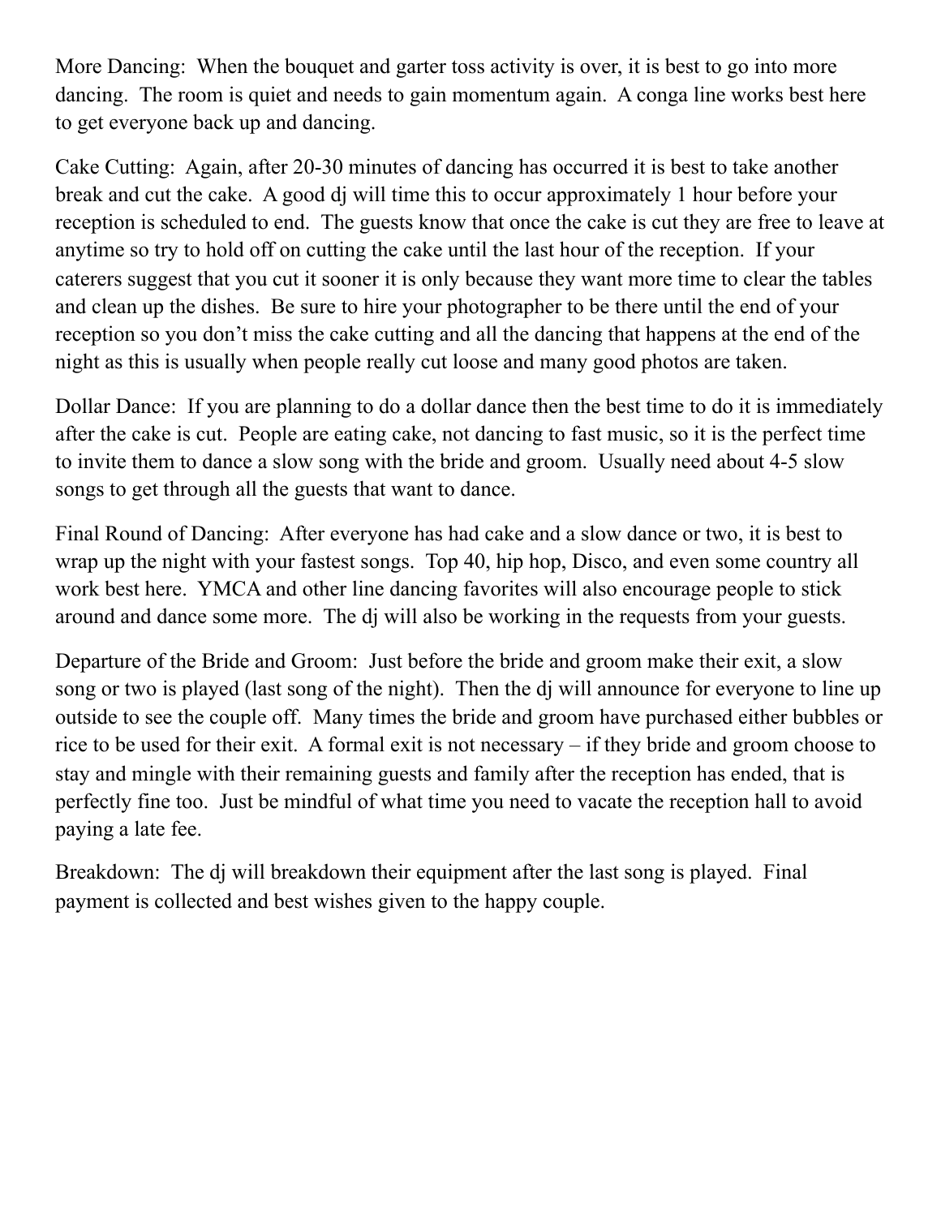More Dancing: When the bouquet and garter toss activity is over, it is best to go into more dancing. The room is quiet and needs to gain momentum again. A conga line works best here to get everyone back up and dancing.

Cake Cutting: Again, after 20-30 minutes of dancing has occurred it is best to take another break and cut the cake. A good dj will time this to occur approximately 1 hour before your reception is scheduled to end. The guests know that once the cake is cut they are free to leave at anytime so try to hold off on cutting the cake until the last hour of the reception. If your caterers suggest that you cut it sooner it is only because they want more time to clear the tables and clean up the dishes. Be sure to hire your photographer to be there until the end of your reception so you don't miss the cake cutting and all the dancing that happens at the end of the night as this is usually when people really cut loose and many good photos are taken.

Dollar Dance: If you are planning to do a dollar dance then the best time to do it is immediately after the cake is cut. People are eating cake, not dancing to fast music, so it is the perfect time to invite them to dance a slow song with the bride and groom. Usually need about 4-5 slow songs to get through all the guests that want to dance.

Final Round of Dancing: After everyone has had cake and a slow dance or two, it is best to wrap up the night with your fastest songs. Top 40, hip hop, Disco, and even some country all work best here. YMCA and other line dancing favorites will also encourage people to stick around and dance some more. The dj will also be working in the requests from your guests.

Departure of the Bride and Groom: Just before the bride and groom make their exit, a slow song or two is played (last song of the night). Then the dj will announce for everyone to line up outside to see the couple off. Many times the bride and groom have purchased either bubbles or rice to be used for their exit. A formal exit is not necessary – if they bride and groom choose to stay and mingle with their remaining guests and family after the reception has ended, that is perfectly fine too. Just be mindful of what time you need to vacate the reception hall to avoid paying a late fee.

Breakdown: The dj will breakdown their equipment after the last song is played. Final payment is collected and best wishes given to the happy couple.